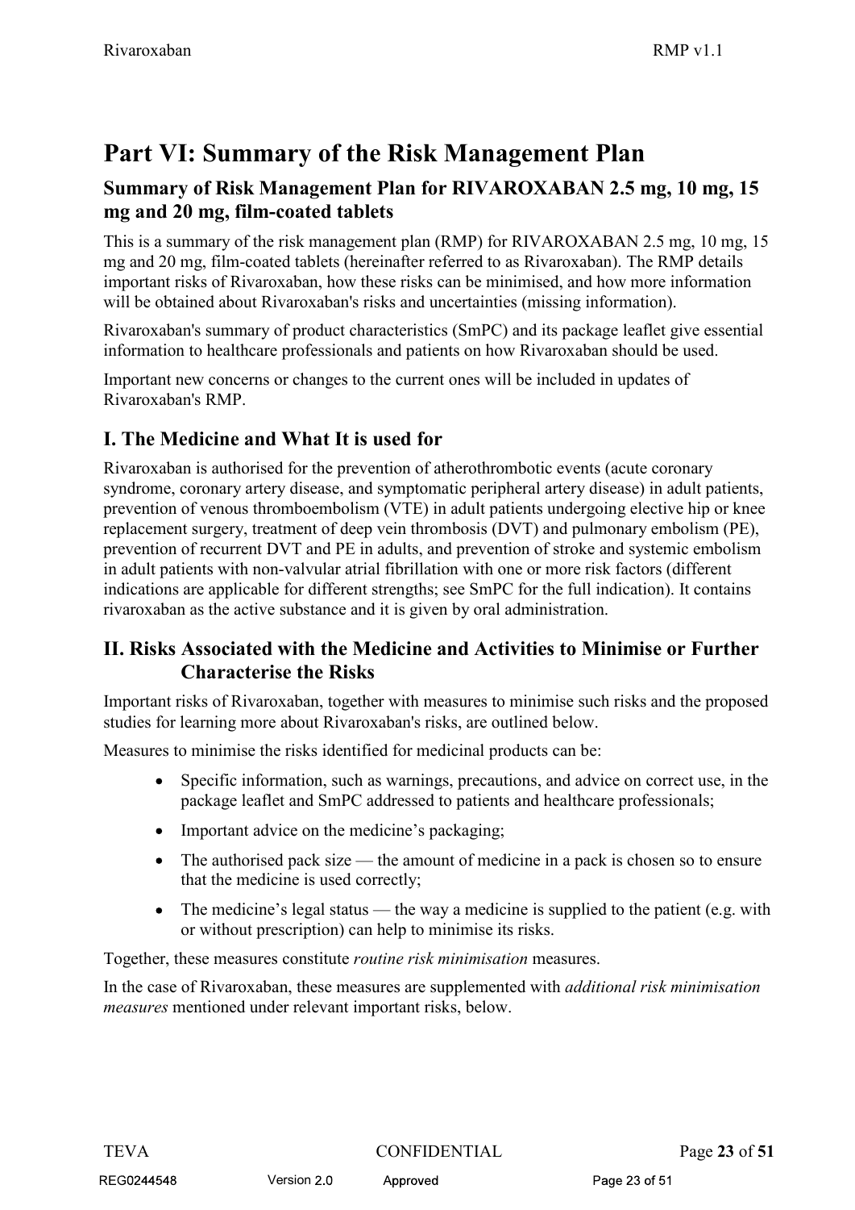# Part VI: Summary of the Risk Management Plan

## Summary of Risk Management Plan for RIVAROXABAN 2.5 mg, 10 mg, 15 mg and 20 mg, film-coated tablets

This is a summary of the risk management plan (RMP) for RIVAROXABAN 2.5 mg, 10 mg, 15 mg and 20 mg, film-coated tablets (hereinafter referred to as Rivaroxaban). The RMP details important risks of Rivaroxaban, how these risks can be minimised, and how more information will be obtained about Rivaroxaban's risks and uncertainties (missing information).

Rivaroxaban's summary of product characteristics (SmPC) and its package leaflet give essential information to healthcare professionals and patients on how Rivaroxaban should be used.

Important new concerns or changes to the current ones will be included in updates of Rivaroxaban's RMP.

## I. The Medicine and What It is used for

Rivaroxaban is authorised for the prevention of atherothrombotic events (acute coronary syndrome, coronary artery disease, and symptomatic peripheral artery disease) in adult patients, prevention of venous thromboembolism (VTE) in adult patients undergoing elective hip or knee replacement surgery, treatment of deep vein thrombosis (DVT) and pulmonary embolism (PE), prevention of recurrent DVT and PE in adults, and prevention of stroke and systemic embolism in adult patients with non-valvular atrial fibrillation with one or more risk factors (different indications are applicable for different strengths; see SmPC for the full indication). It contains rivaroxaban as the active substance and it is given by oral administration.

## II. Risks Associated with the Medicine and Activities to Minimise or Further Characterise the Risks

Important risks of Rivaroxaban, together with measures to minimise such risks and the proposed studies for learning more about Rivaroxaban's risks, are outlined below.

Measures to minimise the risks identified for medicinal products can be:

- Specific information, such as warnings, precautions, and advice on correct use, in the package leaflet and SmPC addressed to patients and healthcare professionals;
- Important advice on the medicine's packaging;
- The authorised pack size — the amount of medicine in a pack is chosen so to ensure that the medicine is used correctly;
- The medicine's legal status — the way a medicine is supplied to the patient (e.g. with or without prescription) can help to minimise its risks.

Together, these measures constitute *routine risk minimisation* measures.

In the case of Rivaroxaban, these measures are supplemented with *additional risk minimisation measures* mentioned under relevant important risks, below.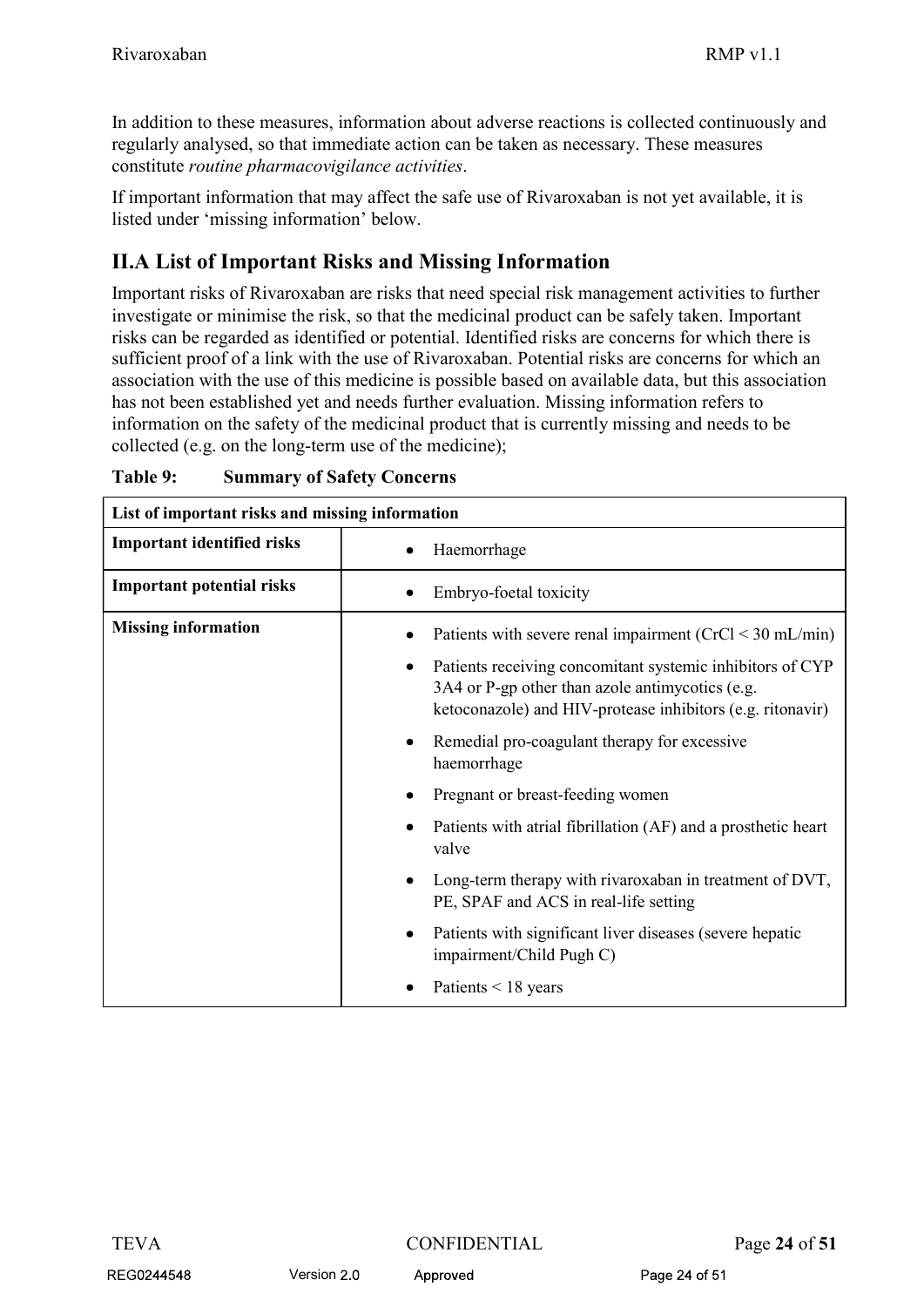In addition to these measures, information about adverse reactions is collected continuously and regularly analysed, so that immediate action can be taken as necessary. These measures constitute *routine pharmacovigilance activities*.

If important information that may affect the safe use of Rivaroxaban is not yet available, it is listed under 'missing information' below.

## II.A List of Important Risks and Missing Information

Important risks of Rivaroxaban are risks that need special risk management activities to further investigate or minimise the risk, so that the medicinal product can be safely taken. Important risks can be regarded as identified or potential. Identified risks are concerns for which there is sufficient proof of a link with the use of Rivaroxaban. Potential risks are concerns for which an association with the use of this medicine is possible based on available data, but this association has not been established yet and needs further evaluation. Missing information refers to information on the safety of the medicinal product that is currently missing and needs to be collected (e.g. on the long-term use of the medicine);

**Table 9: Summary of Safety Concerns**

| List of important risks and missing information | |
|---|---|
| **Important identified risks** | • Haemorrhage |
| **Important potential risks** | • Embryo-foetal toxicity |
| **Missing information** | • Patients with severe renal impairment (CrCl < 30 mL/min)<br>• Patients receiving concomitant systemic inhibitors of CYP 3A4 or P-gp other than azole antimycotics (e.g. ketoconazole) and HIV-protease inhibitors (e.g. ritonavir)<br>• Remedial pro-coagulant therapy for excessive haemorrhage<br>• Pregnant or breast-feeding women<br>• Patients with atrial fibrillation (AF) and a prosthetic heart valve<br>• Long-term therapy with rivaroxaban in treatment of DVT, PE, SPAF and ACS in real-life setting<br>• Patients with significant liver diseases (severe hepatic impairment/Child Pugh C)<br>• Patients < 18 years |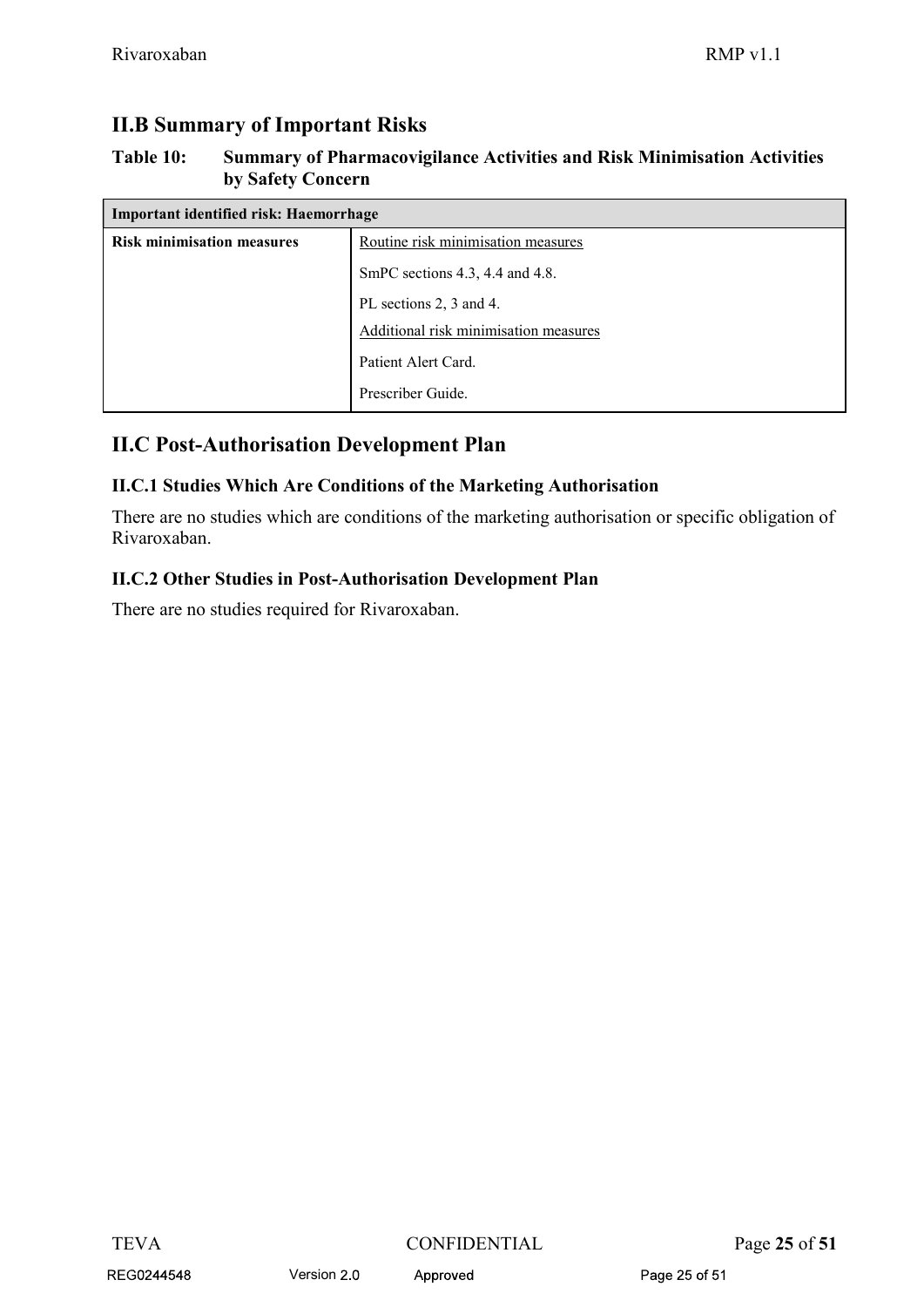## II.B Summary of Important Risks

**Table 10: Summary of Pharmacovigilance Activities and Risk Minimisation Activities by Safety Concern**

| **Important identified risk: Haemorrhage** | |
|---|---|
| **Risk minimisation measures** | Routine risk minimisation measures<br>SmPC sections 4.3, 4.4 and 4.8.<br>PL sections 2, 3 and 4.<br>Additional risk minimisation measures<br>Patient Alert Card.<br>Prescriber Guide. |

## II.C Post-Authorisation Development Plan

### II.C.1 Studies Which Are Conditions of the Marketing Authorisation

There are no studies which are conditions of the marketing authorisation or specific obligation of Rivaroxaban.

### II.C.2 Other Studies in Post-Authorisation Development Plan

There are no studies required for Rivaroxaban.